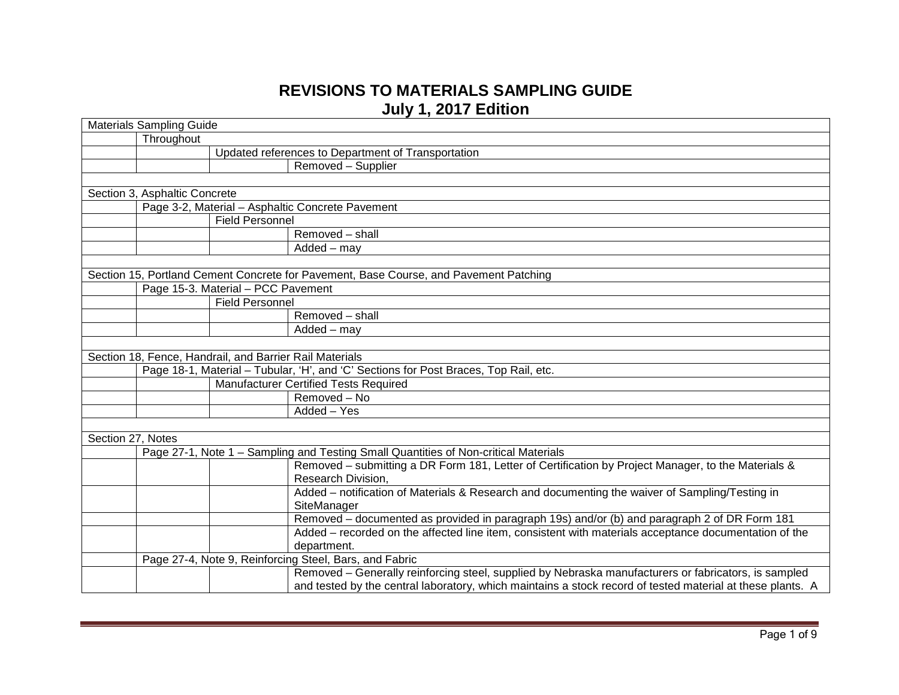# REVISIONS TO MATERIALS SAMPLING GUIDE
## July 1, 2017 Edition

| | | | |
|---|---|---|---|
| Materials Sampling Guide | | | |
| | Throughout | | |
| | | Updated references to Department of Transportation | |
| | | | Removed – Supplier |
| | | | |
| Section 3, Asphaltic Concrete | | | |
| | Page 3-2, Material – Asphaltic Concrete Pavement | | |
| | | Field Personnel | |
| | | | Removed – shall |
| | | | Added – may |
| | | | |
| Section 15, Portland Cement Concrete for Pavement, Base Course, and Pavement Patching | | | |
| | Page 15-3. Material – PCC Pavement | | |
| | | Field Personnel | |
| | | | Removed – shall |
| | | | Added – may |
| | | | |
| Section 18, Fence, Handrail, and Barrier Rail Materials | | | |
| | Page 18-1, Material – Tubular, 'H', and 'C' Sections for Post Braces, Top Rail, etc. | | |
| | | Manufacturer Certified Tests Required | |
| | | | Removed – No |
| | | | Added – Yes |
| | | | |
| Section 27, Notes | | | |
| | Page 27-1, Note 1 – Sampling and Testing Small Quantities of Non-critical Materials | | |
| | | | Removed – submitting a DR Form 181, Letter of Certification by Project Manager, to the Materials & Research Division, |
| | | | Added – notification of Materials & Research and documenting the waiver of Sampling/Testing in SiteManager |
| | | | Removed – documented as provided in paragraph 19s) and/or (b) and paragraph 2 of DR Form 181 |
| | | | Added – recorded on the affected line item, consistent with materials acceptance documentation of the department. |
| | Page 27-4, Note 9, Reinforcing Steel, Bars, and Fabric | | |
| | | | Removed – Generally reinforcing steel, supplied by Nebraska manufacturers or fabricators, is sampled and tested by the central laboratory, which maintains a stock record of tested material at these plants. A |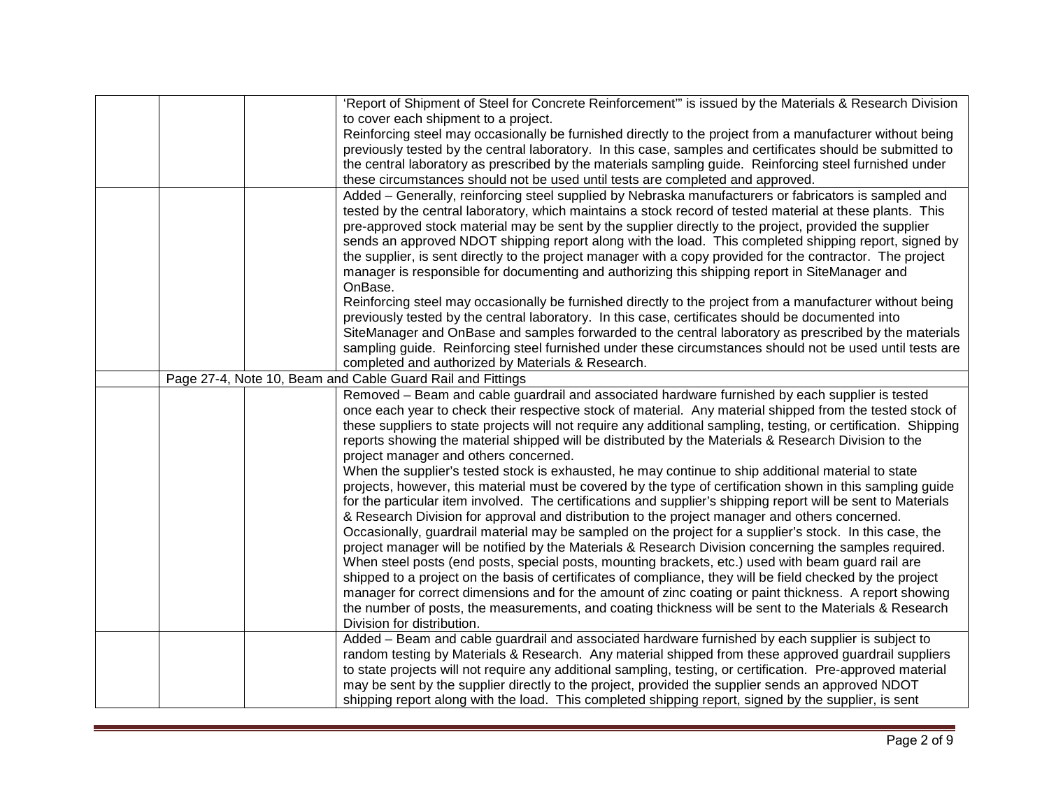| | | | |
|---|---|---|---|
| | | | 'Report of Shipment of Steel for Concrete Reinforcement'" is issued by the Materials & Research Division to cover each shipment to a project.<br>Reinforcing steel may occasionally be furnished directly to the project from a manufacturer without being previously tested by the central laboratory. In this case, samples and certificates should be submitted to the central laboratory as prescribed by the materials sampling guide. Reinforcing steel furnished under these circumstances should not be used until tests are completed and approved. |
| | | | Added – Generally, reinforcing steel supplied by Nebraska manufacturers or fabricators is sampled and tested by the central laboratory, which maintains a stock record of tested material at these plants. This pre-approved stock material may be sent by the supplier directly to the project, provided the supplier sends an approved NDOT shipping report along with the load. This completed shipping report, signed by the supplier, is sent directly to the project manager with a copy provided for the contractor. The project manager is responsible for documenting and authorizing this shipping report in SiteManager and OnBase.<br>Reinforcing steel may occasionally be furnished directly to the project from a manufacturer without being previously tested by the central laboratory. In this case, certificates should be documented into SiteManager and OnBase and samples forwarded to the central laboratory as prescribed by the materials sampling guide. Reinforcing steel furnished under these circumstances should not be used until tests are completed and authorized by Materials & Research. |
| | Page 27-4, Note 10, Beam and Cable Guard Rail and Fittings | | |
| | | | Removed – Beam and cable guardrail and associated hardware furnished by each supplier is tested once each year to check their respective stock of material. Any material shipped from the tested stock of these suppliers to state projects will not require any additional sampling, testing, or certification. Shipping reports showing the material shipped will be distributed by the Materials & Research Division to the project manager and others concerned.<br>When the supplier's tested stock is exhausted, he may continue to ship additional material to state projects, however, this material must be covered by the type of certification shown in this sampling guide for the particular item involved. The certifications and supplier's shipping report will be sent to Materials & Research Division for approval and distribution to the project manager and others concerned.<br>Occasionally, guardrail material may be sampled on the project for a supplier's stock. In this case, the project manager will be notified by the Materials & Research Division concerning the samples required.<br>When steel posts (end posts, special posts, mounting brackets, etc.) used with beam guard rail are shipped to a project on the basis of certificates of compliance, they will be field checked by the project manager for correct dimensions and for the amount of zinc coating or paint thickness. A report showing the number of posts, the measurements, and coating thickness will be sent to the Materials & Research Division for distribution. |
| | | | Added – Beam and cable guardrail and associated hardware furnished by each supplier is subject to random testing by Materials & Research. Any material shipped from these approved guardrail suppliers to state projects will not require any additional sampling, testing, or certification. Pre-approved material may be sent by the supplier directly to the project, provided the supplier sends an approved NDOT shipping report along with the load. This completed shipping report, signed by the supplier, is sent |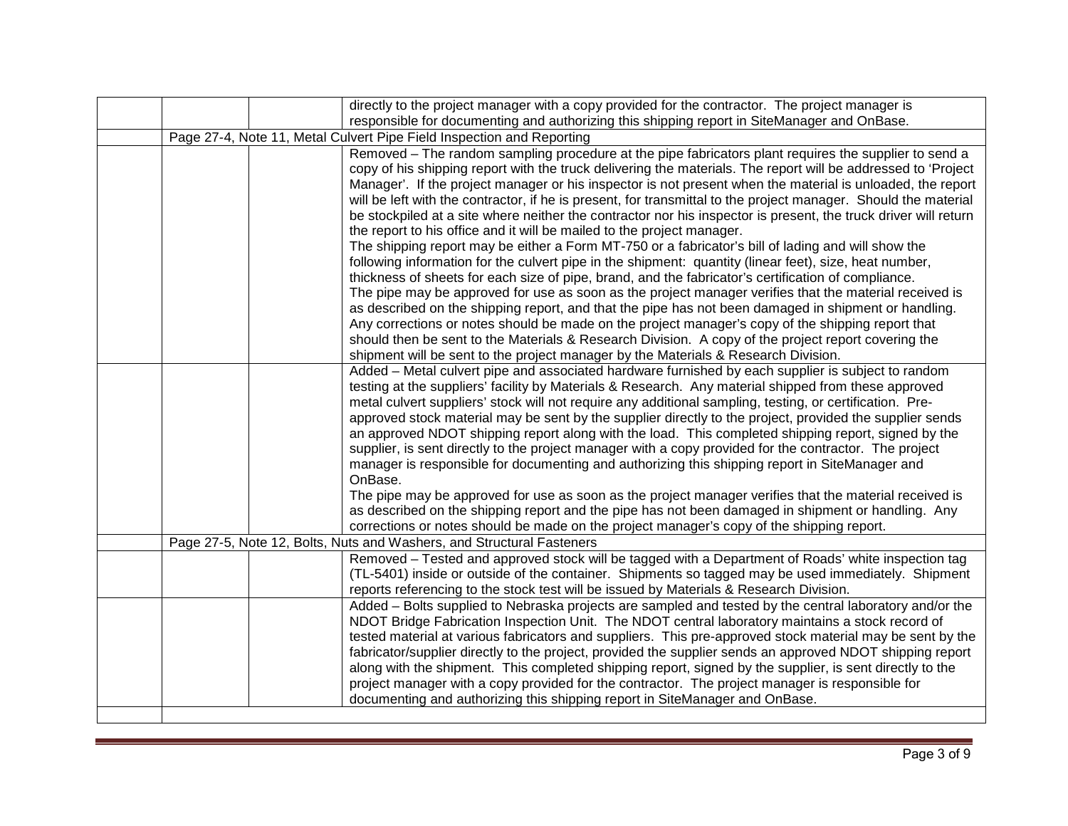| | | | |
|---|---|---|---|
| | | | directly to the project manager with a copy provided for the contractor. The project manager is responsible for documenting and authorizing this shipping report in SiteManager and OnBase. |
| | Page 27-4, Note 11, Metal Culvert Pipe Field Inspection and Reporting | | |
| | | | Removed – The random sampling procedure at the pipe fabricators plant requires the supplier to send a copy of his shipping report with the truck delivering the materials. The report will be addressed to 'Project Manager'. If the project manager or his inspector is not present when the material is unloaded, the report will be left with the contractor, if he is present, for transmittal to the project manager. Should the material be stockpiled at a site where neither the contractor nor his inspector is present, the truck driver will return the report to his office and it will be mailed to the project manager.<br>The shipping report may be either a Form MT-750 or a fabricator's bill of lading and will show the following information for the culvert pipe in the shipment: quantity (linear feet), size, heat number, thickness of sheets for each size of pipe, brand, and the fabricator's certification of compliance.<br>The pipe may be approved for use as soon as the project manager verifies that the material received is as described on the shipping report, and that the pipe has not been damaged in shipment or handling. Any corrections or notes should be made on the project manager's copy of the shipping report that should then be sent to the Materials & Research Division. A copy of the project report covering the shipment will be sent to the project manager by the Materials & Research Division. |
| | | | Added – Metal culvert pipe and associated hardware furnished by each supplier is subject to random testing at the suppliers' facility by Materials & Research. Any material shipped from these approved metal culvert suppliers' stock will not require any additional sampling, testing, or certification. Pre-approved stock material may be sent by the supplier directly to the project, provided the supplier sends an approved NDOT shipping report along with the load. This completed shipping report, signed by the supplier, is sent directly to the project manager with a copy provided for the contractor. The project manager is responsible for documenting and authorizing this shipping report in SiteManager and OnBase.<br>The pipe may be approved for use as soon as the project manager verifies that the material received is as described on the shipping report and the pipe has not been damaged in shipment or handling. Any corrections or notes should be made on the project manager's copy of the shipping report. |
| | Page 27-5, Note 12, Bolts, Nuts and Washers, and Structural Fasteners | | |
| | | | Removed – Tested and approved stock will be tagged with a Department of Roads' white inspection tag (TL-5401) inside or outside of the container. Shipments so tagged may be used immediately. Shipment reports referencing to the stock test will be issued by Materials & Research Division. |
| | | | Added – Bolts supplied to Nebraska projects are sampled and tested by the central laboratory and/or the NDOT Bridge Fabrication Inspection Unit. The NDOT central laboratory maintains a stock record of tested material at various fabricators and suppliers. This pre-approved stock material may be sent by the fabricator/supplier directly to the project, provided the supplier sends an approved NDOT shipping report along with the shipment. This completed shipping report, signed by the supplier, is sent directly to the project manager with a copy provided for the contractor. The project manager is responsible for documenting and authorizing this shipping report in SiteManager and OnBase. |
| | | | |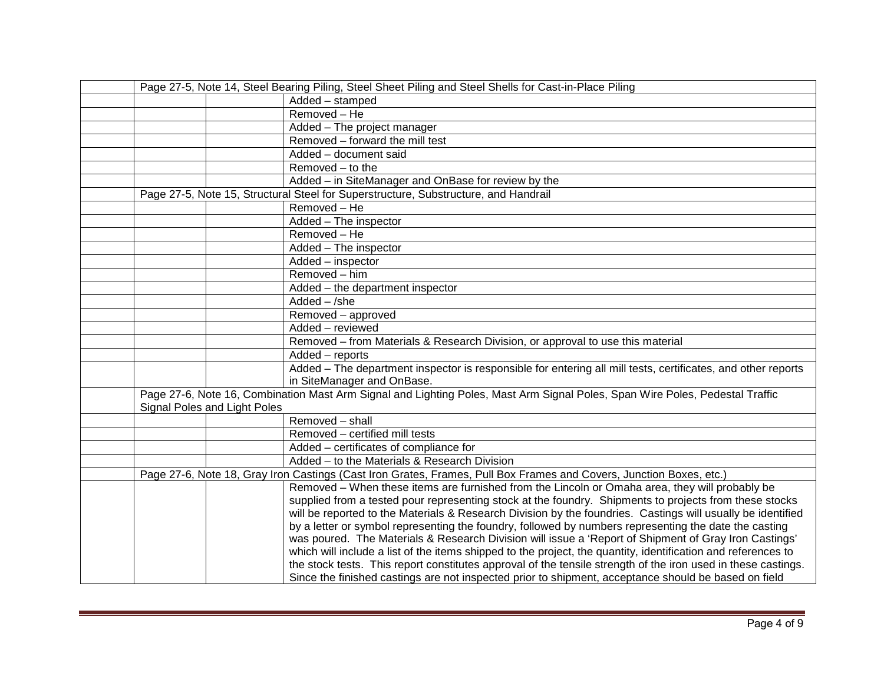| | | | |
|---|---|---|---|
| | Page 27-5, Note 14, Steel Bearing Piling, Steel Sheet Piling and Steel Shells for Cast-in-Place Piling | | |
| | | | Added – stamped |
| | | | Removed – He |
| | | | Added – The project manager |
| | | | Removed – forward the mill test |
| | | | Added – document said |
| | | | Removed – to the |
| | | | Added – in SiteManager and OnBase for review by the |
| | Page 27-5, Note 15, Structural Steel for Superstructure, Substructure, and Handrail | | |
| | | | Removed – He |
| | | | Added – The inspector |
| | | | Removed – He |
| | | | Added – The inspector |
| | | | Added – inspector |
| | | | Removed – him |
| | | | Added – the department inspector |
| | | | Added – /she |
| | | | Removed – approved |
| | | | Added – reviewed |
| | | | Removed – from Materials & Research Division, or approval to use this material |
| | | | Added – reports |
| | | | Added – The department inspector is responsible for entering all mill tests, certificates, and other reports in SiteManager and OnBase. |
| | Page 27-6, Note 16, Combination Mast Arm Signal and Lighting Poles, Mast Arm Signal Poles, Span Wire Poles, Pedestal Traffic Signal Poles and Light Poles | | |
| | | | Removed – shall |
| | | | Removed – certified mill tests |
| | | | Added – certificates of compliance for |
| | | | Added – to the Materials & Research Division |
| | Page 27-6, Note 18, Gray Iron Castings (Cast Iron Grates, Frames, Pull Box Frames and Covers, Junction Boxes, etc.) | | |
| | | | Removed – When these items are furnished from the Lincoln or Omaha area, they will probably be supplied from a tested pour representing stock at the foundry. Shipments to projects from these stocks will be reported to the Materials & Research Division by the foundries. Castings will usually be identified by a letter or symbol representing the foundry, followed by numbers representing the date the casting was poured. The Materials & Research Division will issue a 'Report of Shipment of Gray Iron Castings' which will include a list of the items shipped to the project, the quantity, identification and references to the stock tests. This report constitutes approval of the tensile strength of the iron used in these castings. Since the finished castings are not inspected prior to shipment, acceptance should be based on field |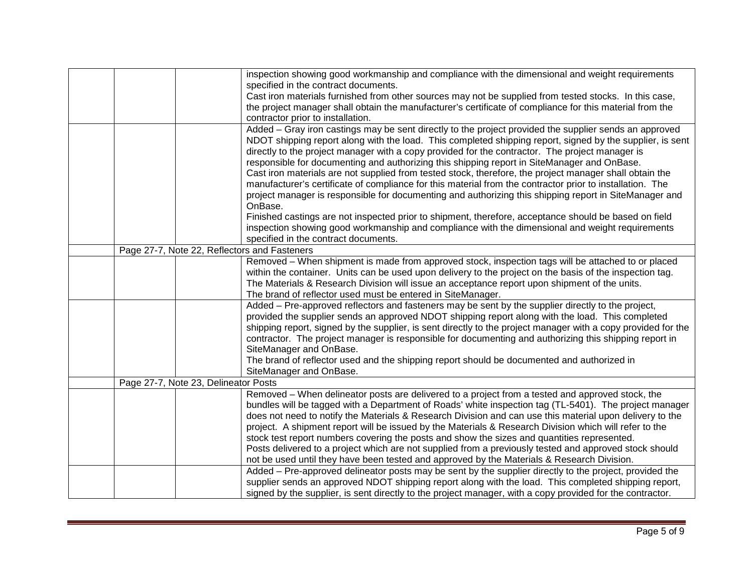| | | | |
|---|---|---|---|
| | | | inspection showing good workmanship and compliance with the dimensional and weight requirements specified in the contract documents.<br>Cast iron materials furnished from other sources may not be supplied from tested stocks. In this case, the project manager shall obtain the manufacturer's certificate of compliance for this material from the contractor prior to installation. |
| | | | Added – Gray iron castings may be sent directly to the project provided the supplier sends an approved NDOT shipping report along with the load. This completed shipping report, signed by the supplier, is sent directly to the project manager with a copy provided for the contractor. The project manager is responsible for documenting and authorizing this shipping report in SiteManager and OnBase.<br>Cast iron materials are not supplied from tested stock, therefore, the project manager shall obtain the manufacturer's certificate of compliance for this material from the contractor prior to installation. The project manager is responsible for documenting and authorizing this shipping report in SiteManager and OnBase.<br>Finished castings are not inspected prior to shipment, therefore, acceptance should be based on field inspection showing good workmanship and compliance with the dimensional and weight requirements specified in the contract documents. |
| | Page 27-7, Note 22, Reflectors and Fasteners | | |
| | | | Removed – When shipment is made from approved stock, inspection tags will be attached to or placed within the container. Units can be used upon delivery to the project on the basis of the inspection tag. The Materials & Research Division will issue an acceptance report upon shipment of the units.<br>The brand of reflector used must be entered in SiteManager. |
| | | | Added – Pre-approved reflectors and fasteners may be sent by the supplier directly to the project, provided the supplier sends an approved NDOT shipping report along with the load. This completed shipping report, signed by the supplier, is sent directly to the project manager with a copy provided for the contractor. The project manager is responsible for documenting and authorizing this shipping report in SiteManager and OnBase.<br>The brand of reflector used and the shipping report should be documented and authorized in SiteManager and OnBase. |
| | Page 27-7, Note 23, Delineator Posts | | |
| | | | Removed – When delineator posts are delivered to a project from a tested and approved stock, the bundles will be tagged with a Department of Roads' white inspection tag (TL-5401). The project manager does not need to notify the Materials & Research Division and can use this material upon delivery to the project. A shipment report will be issued by the Materials & Research Division which will refer to the stock test report numbers covering the posts and show the sizes and quantities represented.<br>Posts delivered to a project which are not supplied from a previously tested and approved stock should not be used until they have been tested and approved by the Materials & Research Division. |
| | | | Added – Pre-approved delineator posts may be sent by the supplier directly to the project, provided the supplier sends an approved NDOT shipping report along with the load. This completed shipping report, signed by the supplier, is sent directly to the project manager, with a copy provided for the contractor. |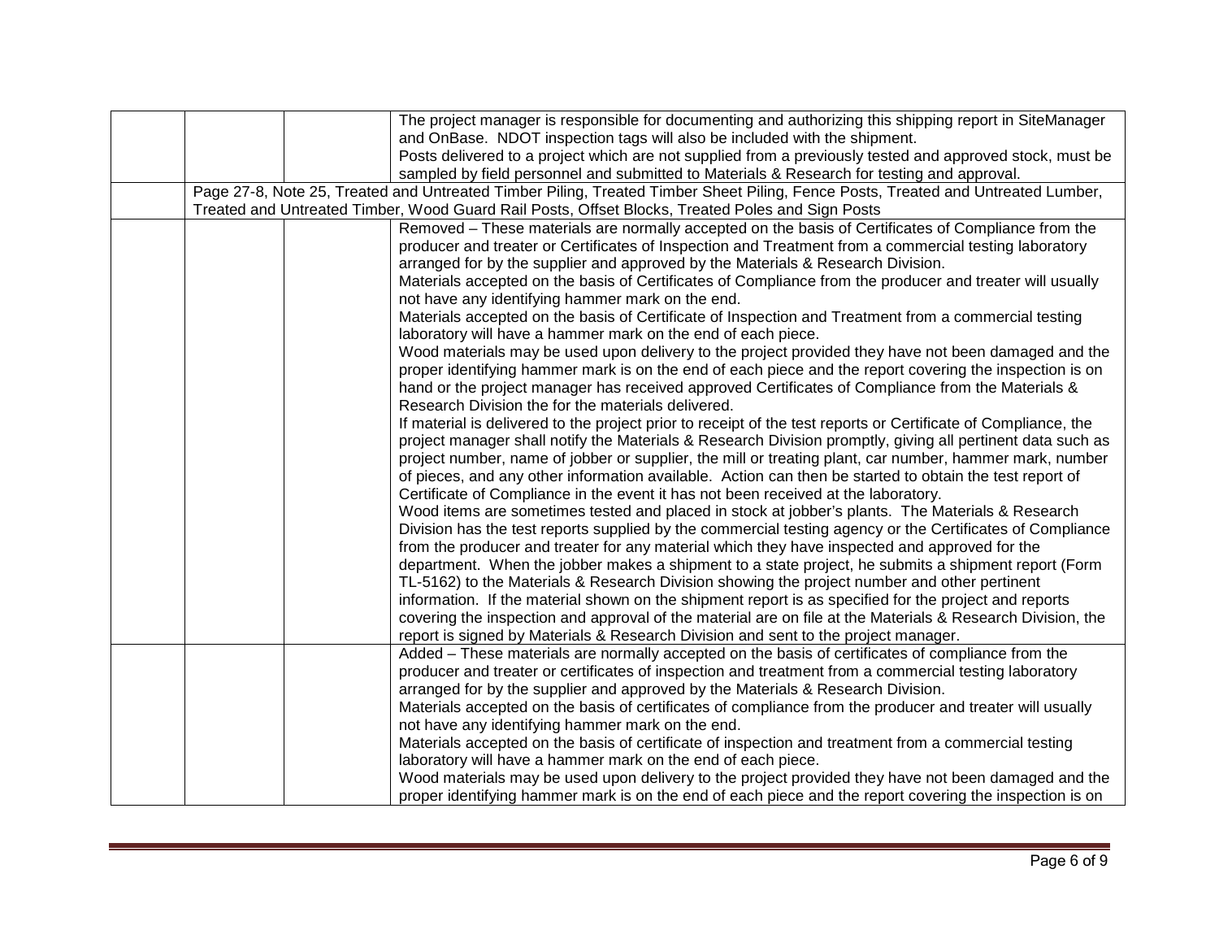| | | | |
|---|---|---|---|
| | | | The project manager is responsible for documenting and authorizing this shipping report in SiteManager and OnBase. NDOT inspection tags will also be included with the shipment.<br>Posts delivered to a project which are not supplied from a previously tested and approved stock, must be sampled by field personnel and submitted to Materials & Research for testing and approval. |
| | Page 27-8, Note 25, Treated and Untreated Timber Piling, Treated Timber Sheet Piling, Fence Posts, Treated and Untreated Lumber, Treated and Untreated Timber, Wood Guard Rail Posts, Offset Blocks, Treated Poles and Sign Posts | | |
| | | | Removed – These materials are normally accepted on the basis of Certificates of Compliance from the producer and treater or Certificates of Inspection and Treatment from a commercial testing laboratory arranged for by the supplier and approved by the Materials & Research Division.<br>Materials accepted on the basis of Certificates of Compliance from the producer and treater will usually not have any identifying hammer mark on the end.<br>Materials accepted on the basis of Certificate of Inspection and Treatment from a commercial testing laboratory will have a hammer mark on the end of each piece.<br>Wood materials may be used upon delivery to the project provided they have not been damaged and the proper identifying hammer mark is on the end of each piece and the report covering the inspection is on hand or the project manager has received approved Certificates of Compliance from the Materials & Research Division the for the materials delivered.<br>If material is delivered to the project prior to receipt of the test reports or Certificate of Compliance, the project manager shall notify the Materials & Research Division promptly, giving all pertinent data such as project number, name of jobber or supplier, the mill or treating plant, car number, hammer mark, number of pieces, and any other information available. Action can then be started to obtain the test report of Certificate of Compliance in the event it has not been received at the laboratory.<br>Wood items are sometimes tested and placed in stock at jobber's plants. The Materials & Research Division has the test reports supplied by the commercial testing agency or the Certificates of Compliance from the producer and treater for any material which they have inspected and approved for the department. When the jobber makes a shipment to a state project, he submits a shipment report (Form TL-5162) to the Materials & Research Division showing the project number and other pertinent information. If the material shown on the shipment report is as specified for the project and reports covering the inspection and approval of the material are on file at the Materials & Research Division, the report is signed by Materials & Research Division and sent to the project manager. |
| | | | Added – These materials are normally accepted on the basis of certificates of compliance from the producer and treater or certificates of inspection and treatment from a commercial testing laboratory arranged for by the supplier and approved by the Materials & Research Division.<br>Materials accepted on the basis of certificates of compliance from the producer and treater will usually not have any identifying hammer mark on the end.<br>Materials accepted on the basis of certificate of inspection and treatment from a commercial testing laboratory will have a hammer mark on the end of each piece.<br>Wood materials may be used upon delivery to the project provided they have not been damaged and the proper identifying hammer mark is on the end of each piece and the report covering the inspection is on |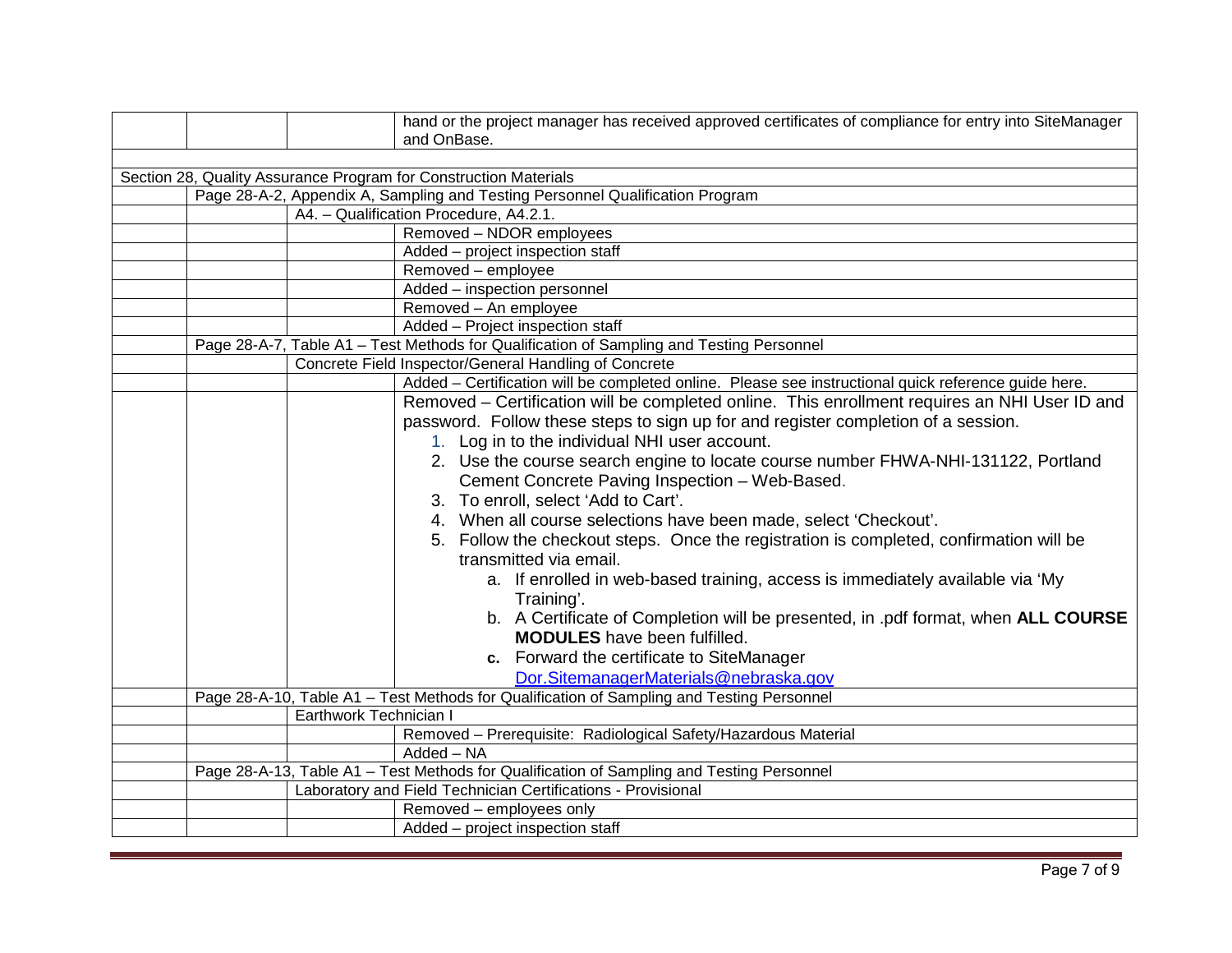| | | | |
|---|---|---|---|
| | | | hand or the project manager has received approved certificates of compliance for entry into SiteManager and OnBase. |
| | | | |
| Section 28, Quality Assurance Program for Construction Materials | | | |
| | Page 28-A-2, Appendix A, Sampling and Testing Personnel Qualification Program | | |
| | | A4. – Qualification Procedure, A4.2.1. | |
| | | | Removed – NDOR employees |
| | | | Added – project inspection staff |
| | | | Removed – employee |
| | | | Added – inspection personnel |
| | | | Removed – An employee |
| | | | Added – Project inspection staff |
| | Page 28-A-7, Table A1 – Test Methods for Qualification of Sampling and Testing Personnel | | |
| | | Concrete Field Inspector/General Handling of Concrete | |
| | | | Added – Certification will be completed online. Please see instructional quick reference guide here. |
| | | | Removed – Certification will be completed online. This enrollment requires an NHI User ID and password. Follow these steps to sign up for and register completion of a session. <br>1. Log in to the individual NHI user account. <br>2. Use the course search engine to locate course number FHWA-NHI-131122, Portland Cement Concrete Paving Inspection – Web-Based. <br>3. To enroll, select 'Add to Cart'. <br>4. When all course selections have been made, select 'Checkout'. <br>5. Follow the checkout steps. Once the registration is completed, confirmation will be transmitted via email. <br>a. If enrolled in web-based training, access is immediately available via 'My Training'. <br>b. A Certificate of Completion will be presented, in .pdf format, when **ALL COURSE MODULES** have been fulfilled. <br>**c.** Forward the certificate to SiteManager [Dor.SitemanagerMaterials@nebraska.gov](mailto:Dor.SitemanagerMaterials@nebraska.gov) |
| | Page 28-A-10, Table A1 – Test Methods for Qualification of Sampling and Testing Personnel | | |
| | | Earthwork Technician I | |
| | | | Removed – Prerequisite: Radiological Safety/Hazardous Material |
| | | | Added – NA |
| | Page 28-A-13, Table A1 – Test Methods for Qualification of Sampling and Testing Personnel | | |
| | | Laboratory and Field Technician Certifications - Provisional | |
| | | | Removed – employees only |
| | | | Added – project inspection staff |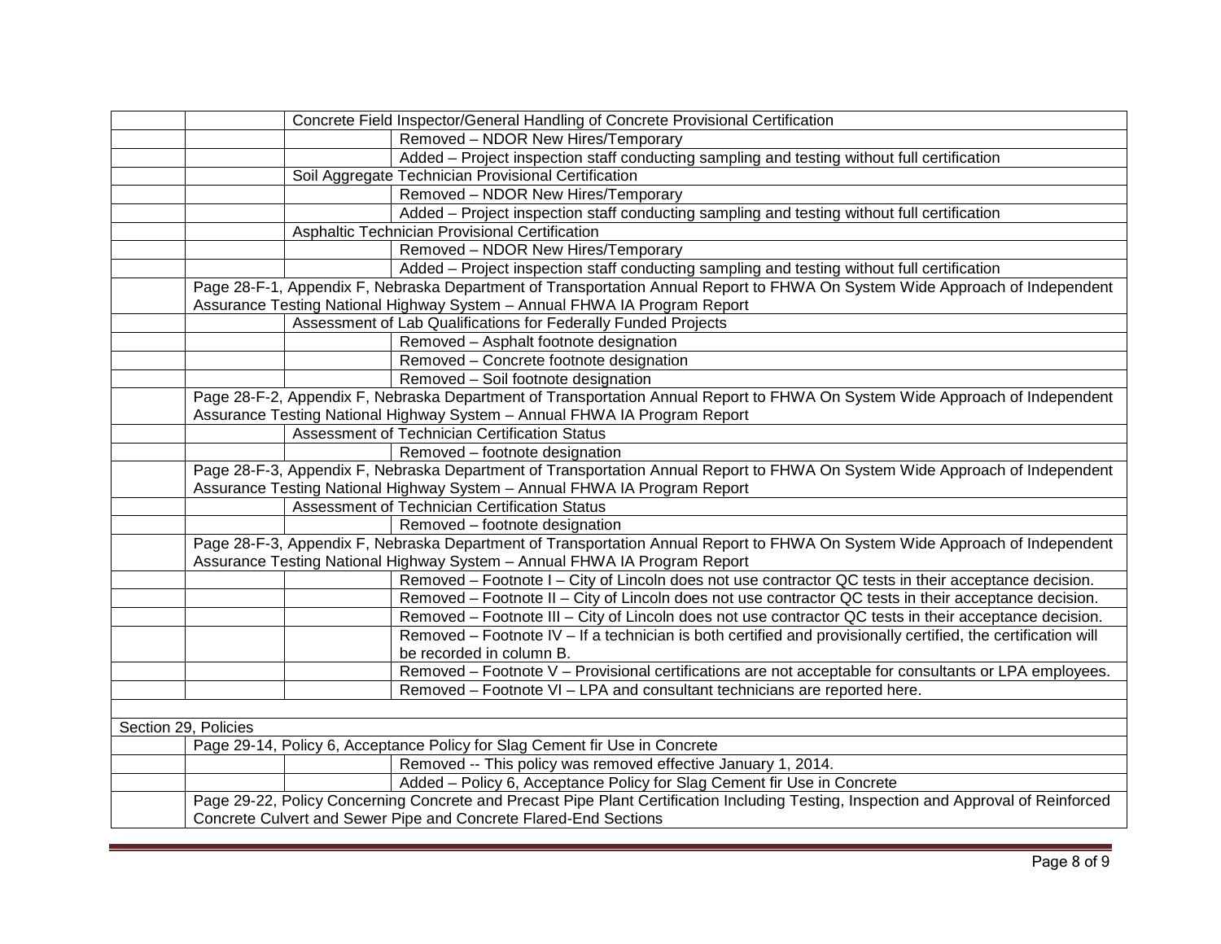| | | | |
|---|---|---|---|
| | | Concrete Field Inspector/General Handling of Concrete Provisional Certification | |
| | | | Removed – NDOR New Hires/Temporary |
| | | | Added – Project inspection staff conducting sampling and testing without full certification |
| | | Soil Aggregate Technician Provisional Certification | |
| | | | Removed – NDOR New Hires/Temporary |
| | | | Added – Project inspection staff conducting sampling and testing without full certification |
| | | Asphaltic Technician Provisional Certification | |
| | | | Removed – NDOR New Hires/Temporary |
| | | | Added – Project inspection staff conducting sampling and testing without full certification |
| | Page 28-F-1, Appendix F, Nebraska Department of Transportation Annual Report to FHWA On System Wide Approach of Independent Assurance Testing National Highway System – Annual FHWA IA Program Report | | |
| | | Assessment of Lab Qualifications for Federally Funded Projects | |
| | | | Removed – Asphalt footnote designation |
| | | | Removed – Concrete footnote designation |
| | | | Removed – Soil footnote designation |
| | Page 28-F-2, Appendix F, Nebraska Department of Transportation Annual Report to FHWA On System Wide Approach of Independent Assurance Testing National Highway System – Annual FHWA IA Program Report | | |
| | | Assessment of Technician Certification Status | |
| | | | Removed – footnote designation |
| | Page 28-F-3, Appendix F, Nebraska Department of Transportation Annual Report to FHWA On System Wide Approach of Independent Assurance Testing National Highway System – Annual FHWA IA Program Report | | |
| | | Assessment of Technician Certification Status | |
| | | | Removed – footnote designation |
| | Page 28-F-3, Appendix F, Nebraska Department of Transportation Annual Report to FHWA On System Wide Approach of Independent Assurance Testing National Highway System – Annual FHWA IA Program Report | | |
| | | | Removed – Footnote I – City of Lincoln does not use contractor QC tests in their acceptance decision. |
| | | | Removed – Footnote II – City of Lincoln does not use contractor QC tests in their acceptance decision. |
| | | | Removed – Footnote III – City of Lincoln does not use contractor QC tests in their acceptance decision. |
| | | | Removed – Footnote IV – If a technician is both certified and provisionally certified, the certification will be recorded in column B. |
| | | | Removed – Footnote V – Provisional certifications are not acceptable for consultants or LPA employees. |
| | | | Removed – Footnote VI – LPA and consultant technicians are reported here. |
| | | | |
| Section 29, Policies | | | |
| | Page 29-14, Policy 6, Acceptance Policy for Slag Cement fir Use in Concrete | | |
| | | | Removed -- This policy was removed effective January 1, 2014. |
| | | | Added – Policy 6, Acceptance Policy for Slag Cement fir Use in Concrete |
| | Page 29-22, Policy Concerning Concrete and Precast Pipe Plant Certification Including Testing, Inspection and Approval of Reinforced Concrete Culvert and Sewer Pipe and Concrete Flared-End Sections | | |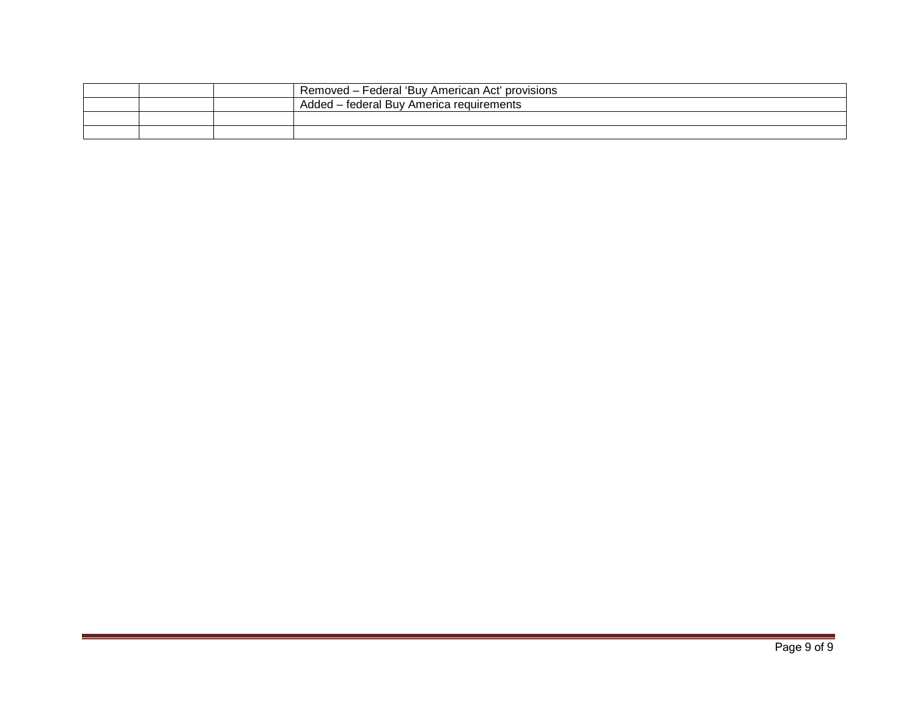| | | | |
|---|---|---|---|
| | | | Removed – Federal 'Buy American Act' provisions |
| | | | Added – federal Buy America requirements |
| | | | |
| | | | |